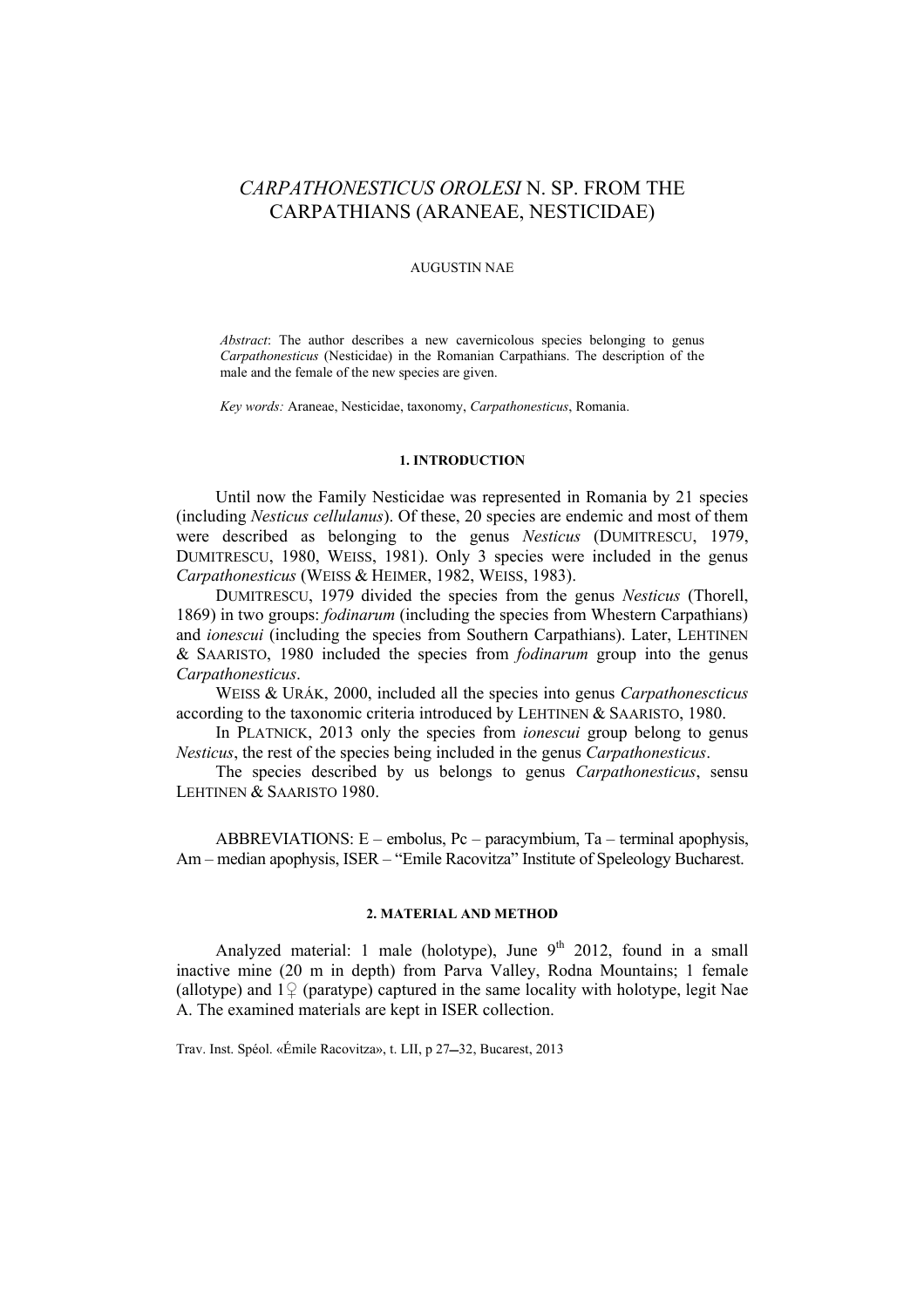# *CARPATHONESTICUS OROLESI* N. SP. FROM THE CARPATHIANS (ARANEAE, NESTICIDAE)

AUGUSTIN NAE

*Abstract*: The author describes a new cavernicolous species belonging to genus *Carpathonesticus* (Nesticidae) in the Romanian Carpathians. The description of the male and the female of the new species are given.

*Key words:* Araneae, Nesticidae, taxonomy, *Carpathonesticus*, Romania.

## 1. INTRODUCTION

Until now the Family Nesticidae was represented in Romania by 21 species (including *Nesticus cellulanus*). Of these, 20 species are endemic and most of them were described as belonging to the genus *Nesticus* (DUMITRESCU, 1979, DUMITRESCU, 1980, WEISS, 1981). Only 3 species were included in the genus *Carpathonesticus* (WEISS & HEIMER, 1982, WEISS, 1983).

DUMITRESCU, 1979 divided the species from the genus *Nesticus* (Thorell, 1869) in two groups: *fodinarum* (including the species from Whestern Carpathians) and *ionescui* (including the species from Southern Carpathians). Later, LEHTINEN & SAARISTO, 1980 included the species from *fodinarum* group into the genus *Carpathonesticus*.

WEISS & URÁK, 2000, included all the species into genus *Carpathonescticus* according to the taxonomic criteria introduced by LEHTINEN & SAARISTO, 1980.

In PLATNICK, 2013 only the species from *ionescui* group belong to genus *Nesticus*, the rest of the species being included in the genus *Carpathonesticus*.

The species described by us belongs to genus *Carpathonesticus*, sensu LEHTINEN & SAARISTO 1980.

ABBREVIATIONS: E – embolus, Pc – paracymbium, Ta – terminal apophysis, Am – median apophysis, ISER – "Emile Racovitza" Institute of Speleology Bucharest.

## 2. MATERIAL AND METHOD

Analyzed material: 1 male (holotype), June 9$^{th}$ 2012, found in a small inactive mine (20 m in depth) from Parva Valley, Rodna Mountains; 1 female (allotype) and 1♀ (paratype) captured in the same locality with holotype, legit Nae A. The examined materials are kept in ISER collection.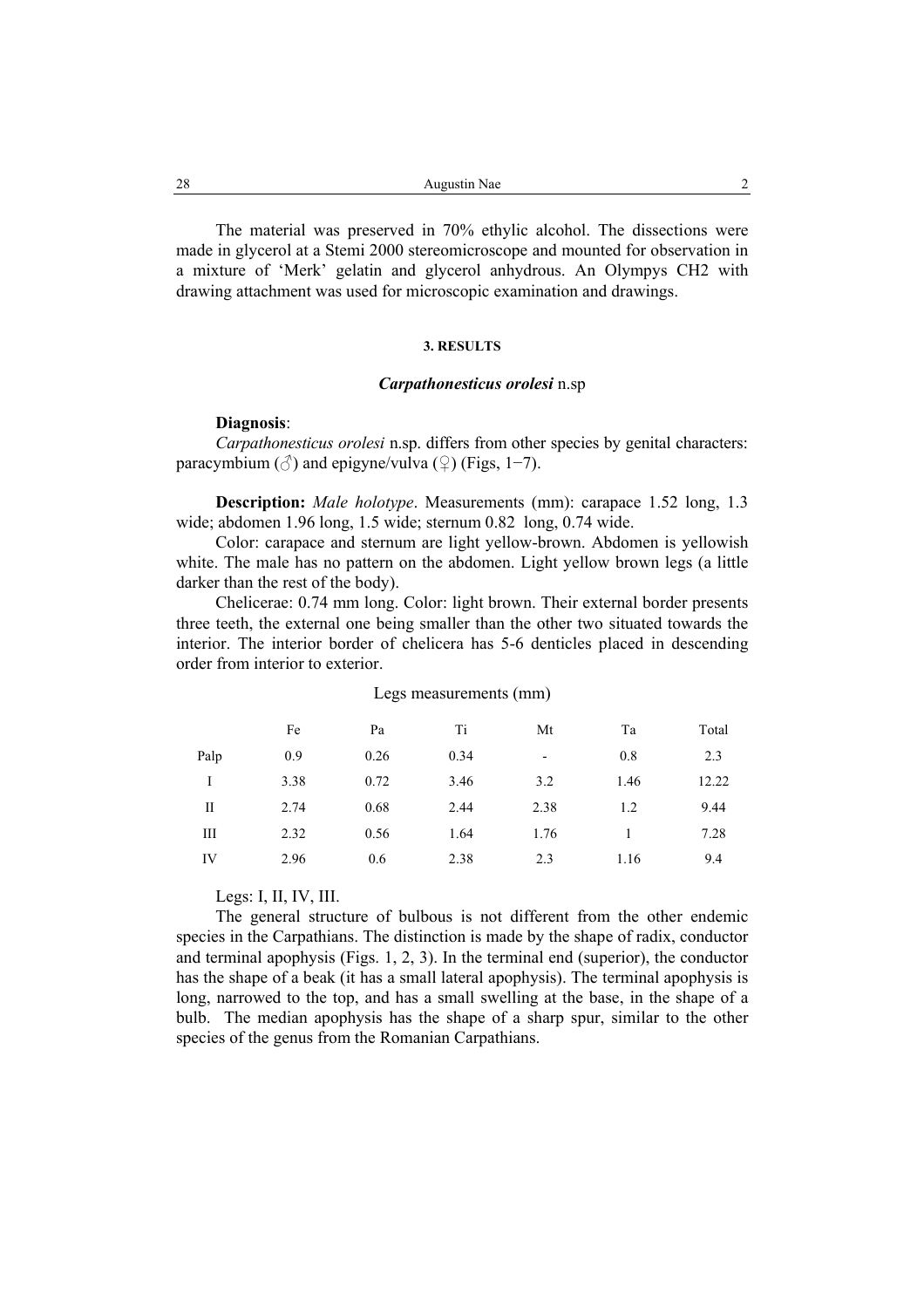The material was preserved in 70% ethylic alcohol. The dissections were made in glycerol at a Stemi 2000 stereomicroscope and mounted for observation in a mixture of 'Merk' gelatin and glycerol anhydrous. An Olympys CH2 with drawing attachment was used for microscopic examination and drawings.

## 3. RESULTS

### *Carpathonesticus orolesi* n.sp

**Diagnosis**:

*Carpathonesticus orolesi* n.sp. differs from other species by genital characters: paracymbium (♂) and epigyne/vulva (♀) (Figs, 1−7).

**Description:** *Male holotype*. Measurements (mm): carapace 1.52 long, 1.3 wide; abdomen 1.96 long, 1.5 wide; sternum 0.82 long, 0.74 wide.

Color: carapace and sternum are light yellow-brown. Abdomen is yellowish white. The male has no pattern on the abdomen. Light yellow brown legs (a little darker than the rest of the body).

Chelicerae: 0.74 mm long. Color: light brown. Their external border presents three teeth, the external one being smaller than the other two situated towards the interior. The interior border of chelicera has 5-6 denticles placed in descending order from interior to exterior.

Legs measurements (mm)

| | Fe | Pa | Ti | Mt | Ta | Total |
|---|---|---|---|---|---|---|
| Palp | 0.9 | 0.26 | 0.34 | - | 0.8 | 2.3 |
| I | 3.38 | 0.72 | 3.46 | 3.2 | 1.46 | 12.22 |
| II | 2.74 | 0.68 | 2.44 | 2.38 | 1.2 | 9.44 |
| III | 2.32 | 0.56 | 1.64 | 1.76 | 1 | 7.28 |
| IV | 2.96 | 0.6 | 2.38 | 2.3 | 1.16 | 9.4 |

Legs: I, II, IV, III.

The general structure of bulbous is not different from the other endemic species in the Carpathians. The distinction is made by the shape of radix, conductor and terminal apophysis (Figs. 1, 2, 3). In the terminal end (superior), the conductor has the shape of a beak (it has a small lateral apophysis). The terminal apophysis is long, narrowed to the top, and has a small swelling at the base, in the shape of a bulb. The median apophysis has the shape of a sharp spur, similar to the other species of the genus from the Romanian Carpathians.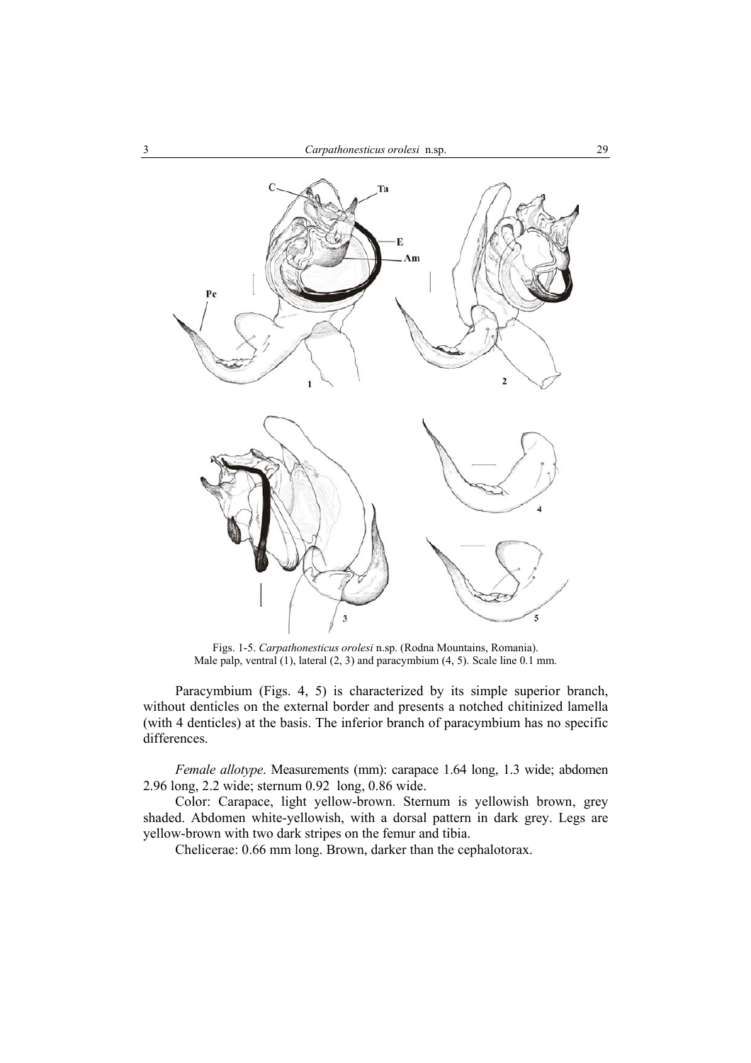Figs. 1-5. *Carpathonesticus orolesi* n.sp. (Rodna Mountains, Romania).
Male palp, ventral (1), lateral (2, 3) and paracymbium (4, 5). Scale line 0.1 mm.

Paracymbium (Figs. 4, 5) is characterized by its simple superior branch, without denticles on the external border and presents a notched chitinized lamella (with 4 denticles) at the basis. The inferior branch of paracymbium has no specific differences.

*Female allotype*. Measurements (mm): carapace 1.64 long, 1.3 wide; abdomen 2.96 long, 2.2 wide; sternum 0.92 long, 0.86 wide.

Color: Carapace, light yellow-brown. Sternum is yellowish brown, grey shaded. Abdomen white-yellowish, with a dorsal pattern in dark grey. Legs are yellow-brown with two dark stripes on the femur and tibia.

Chelicerae: 0.66 mm long. Brown, darker than the cephalotorax.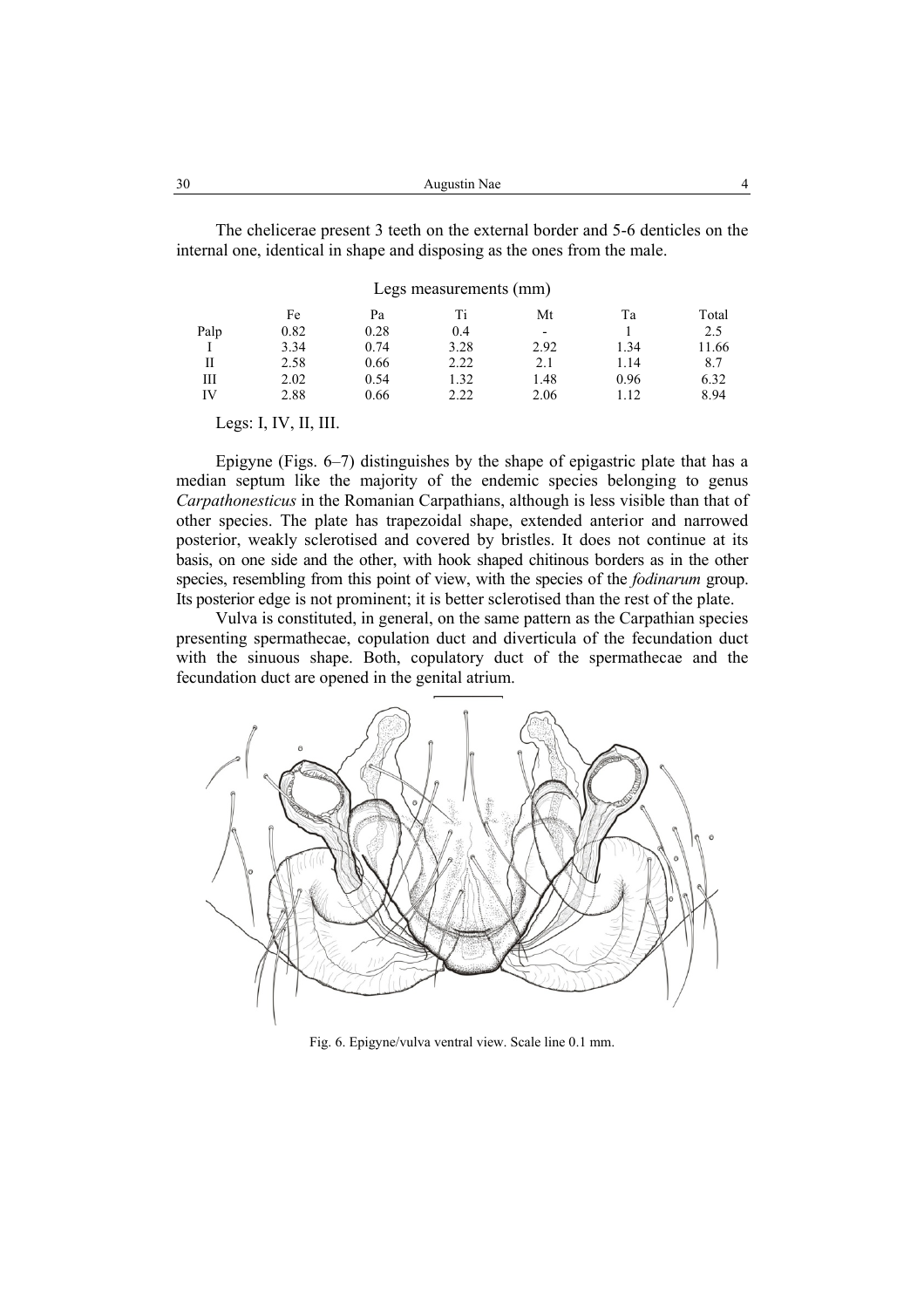The chelicerae present 3 teeth on the external border and 5-6 denticles on the internal one, identical in shape and disposing as the ones from the male.

Legs measurements (mm)

| | Fe | Pa | Ti | Mt | Ta | Total |
|---|---|---|---|---|---|---|
| Palp | 0.82 | 0.28 | 0.4 | - | 1 | 2.5 |
| I | 3.34 | 0.74 | 3.28 | 2.92 | 1.34 | 11.66 |
| II | 2.58 | 0.66 | 2.22 | 2.1 | 1.14 | 8.7 |
| III | 2.02 | 0.54 | 1.32 | 1.48 | 0.96 | 6.32 |
| IV | 2.88 | 0.66 | 2.22 | 2.06 | 1.12 | 8.94 |

Legs: I, IV, II, III.

Epigyne (Figs. 6–7) distinguishes by the shape of epigastric plate that has a median septum like the majority of the endemic species belonging to genus *Carpathonesticus* in the Romanian Carpathians, although is less visible than that of other species. The plate has trapezoidal shape, extended anterior and narrowed posterior, weakly sclerotised and covered by bristles. It does not continue at its basis, on one side and the other, with hook shaped chitinous borders as in the other species, resembling from this point of view, with the species of the *fodinarum* group. Its posterior edge is not prominent; it is better sclerotised than the rest of the plate.

Vulva is constituted, in general, on the same pattern as the Carpathian species presenting spermathecae, copulation duct and diverticula of the fecundation duct with the sinuous shape. Both, copulatory duct of the spermathecae and the fecundation duct are opened in the genital atrium.

Fig. 6. Epigyne/vulva ventral view. Scale line 0.1 mm.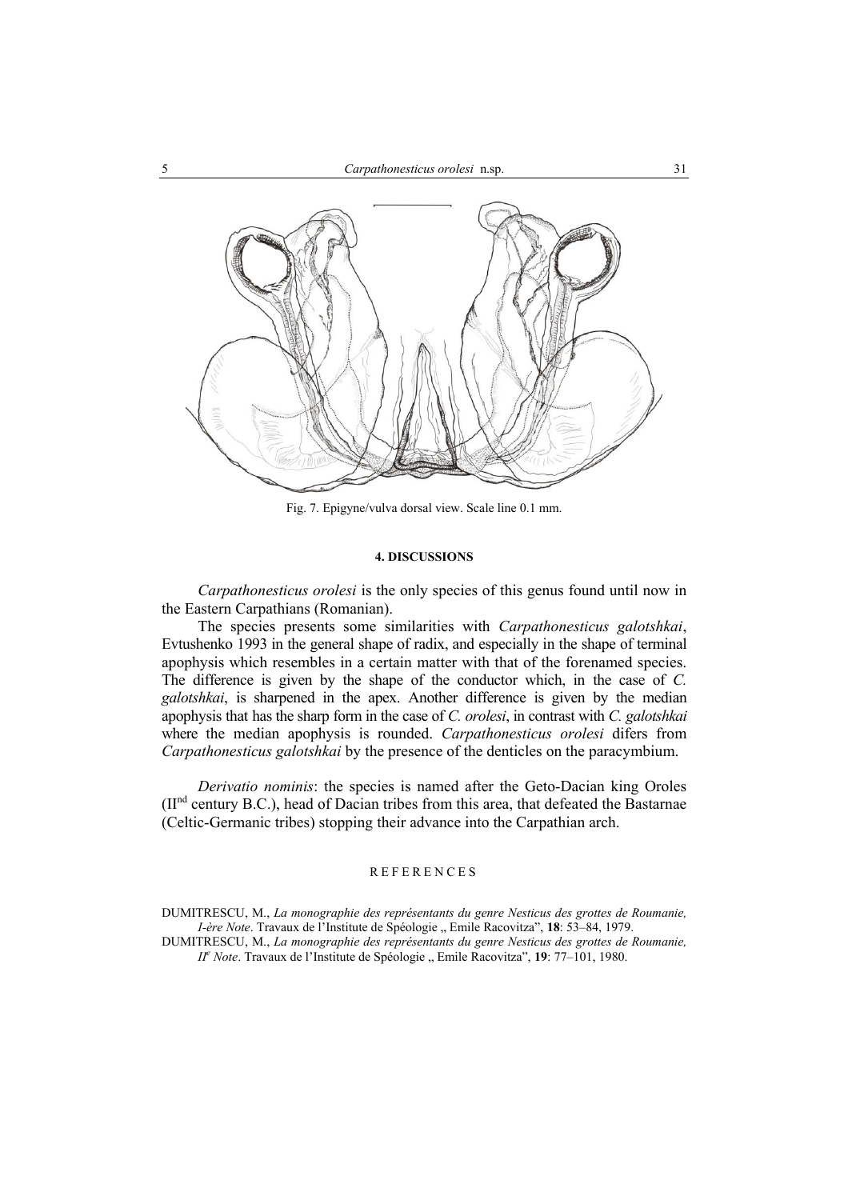Fig. 7. Epigyne/vulva dorsal view. Scale line 0.1 mm.

#### 4. DISCUSSIONS

*Carpathonesticus orolesi* is the only species of this genus found until now in the Eastern Carpathians (Romanian).

The species presents some similarities with *Carpathonesticus galotshkai*, Evtushenko 1993 in the general shape of radix, and especially in the shape of terminal apophysis which resembles in a certain matter with that of the forenamed species. The difference is given by the shape of the conductor which, in the case of *C. galotshkai*, is sharpened in the apex. Another difference is given by the median apophysis that has the sharp form in the case of *C. orolesi*, in contrast with *C. galotshkai* where the median apophysis is rounded. *Carpathonesticus orolesi* difers from *Carpathonesticus galotshkai* by the presence of the denticles on the paracymbium.

*Derivatio nominis*: the species is named after the Geto-Dacian king Oroles (II[nd] century B.C.), head of Dacian tribes from this area, that defeated the Bastarnae (Celtic-Germanic tribes) stopping their advance into the Carpathian arch.

#### REFERENCES

DUMITRESCU, M., *La monographie des représentants du genre Nesticus des grottes de Roumanie, I-ère Note*. Travaux de l'Institute de Spéologie „ Emile Racovitza", **18**: 53–84, 1979.

DUMITRESCU, M., *La monographie des représentants du genre Nesticus des grottes de Roumanie, II[e] Note*. Travaux de l'Institute de Spéologie „ Emile Racovitza", **19**: 77–101, 1980.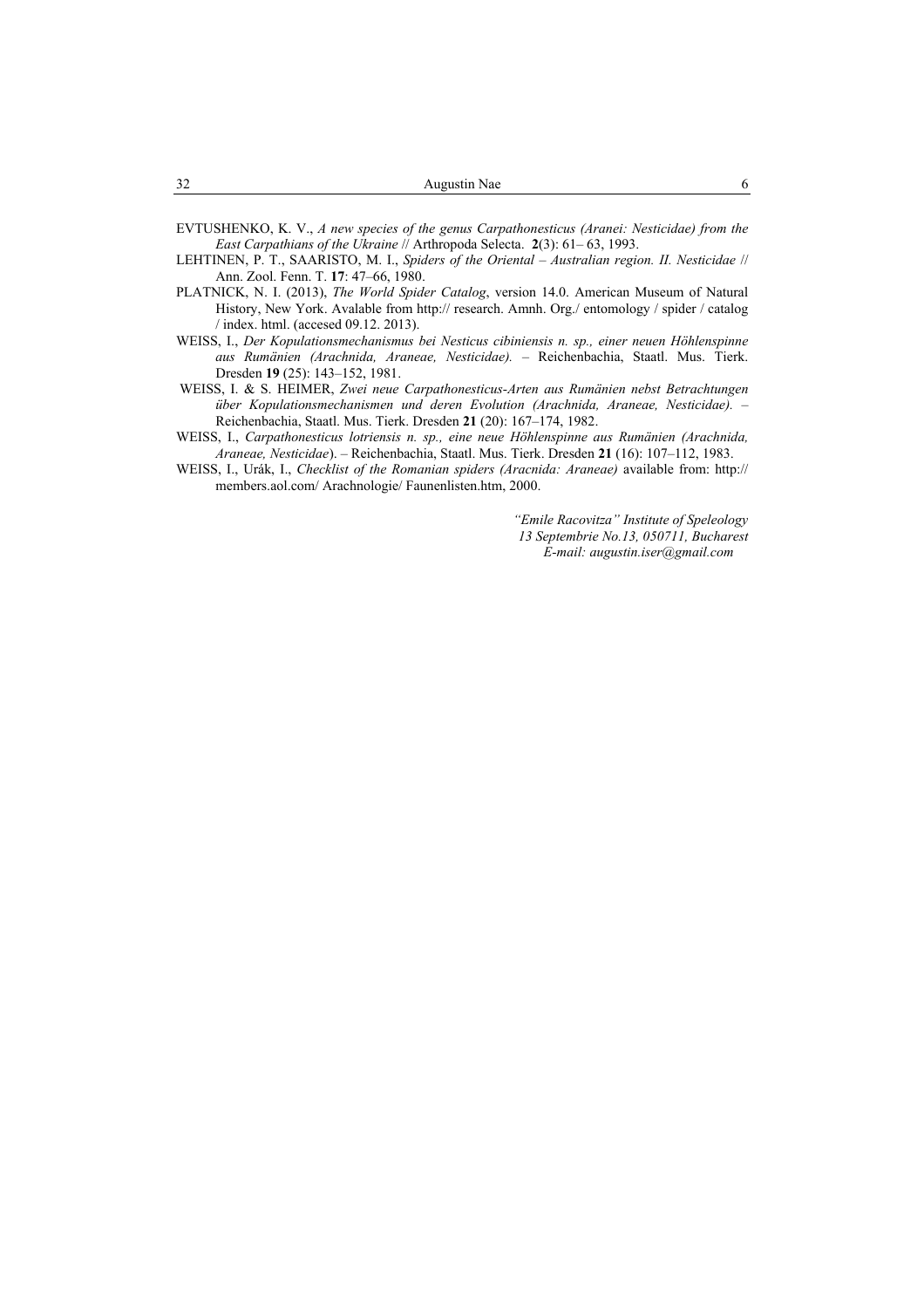EVTUSHENKO, K. V., *A new species of the genus Carpathonesticus (Aranei: Nesticidae) from the East Carpathians of the Ukraine* // Arthropoda Selecta. **2**(3): 61– 63, 1993.

LEHTINEN, P. T., SAARISTO, M. I., *Spiders of the Oriental – Australian region. II. Nesticidae* // Ann. Zool. Fenn. T. **17**: 47–66, 1980.

PLATNICK, N. I. (2013), *The World Spider Catalog*, version 14.0. American Museum of Natural History, New York. Avalable from http:// research. Amnh. Org./ entomology / spider / catalog / index. html. (accesed 09.12. 2013).

WEISS, I., *Der Kopulationsmechanismus bei Nesticus cibiniensis n. sp., einer neuen Höhlenspinne aus Rumänien (Arachnida, Araneae, Nesticidae).* – Reichenbachia, Staatl. Mus. Tierk. Dresden **19** (25): 143–152, 1981.

WEISS, I. & S. HEIMER, *Zwei neue Carpathonesticus-Arten aus Rumänien nebst Betrachtungen über Kopulationsmechanismen und deren Evolution (Arachnida, Araneae, Nesticidae).* – Reichenbachia, Staatl. Mus. Tierk. Dresden **21** (20): 167–174, 1982.

WEISS, I., *Carpathonesticus lotriensis n. sp., eine neue Höhlenspinne aus Rumänien (Arachnida, Araneae, Nesticidae*). – Reichenbachia, Staatl. Mus. Tierk. Dresden **21** (16): 107–112, 1983.

WEISS, I., Urák, I., *Checklist of the Romanian spiders (Aracnida: Araneae)* available from: http:// members.aol.com/ Arachnologie/ Faunenlisten.htm, 2000.

*"Emile Racovitza" Institute of Speleology*
*13 Septembrie No.13, 050711, Bucharest*
*E-mail: augustin.iser@gmail.com*